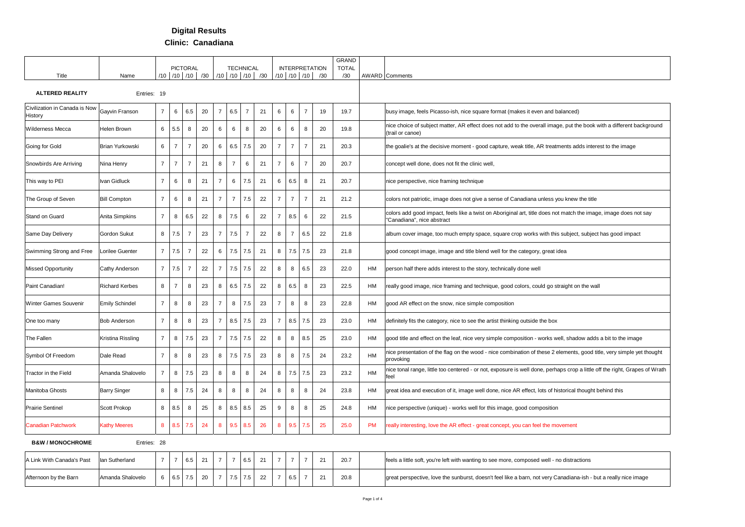# Digital Results

## Clinic: Canadiana

| Title | Name | PICTORAL /10 | /10 | /10 | /30 | TECHNICAL /10 | /10 | /10 | /30 | INTERPRETATION /10 | /10 | /10 | /30 | GRAND TOTAL /30 | AWARD | Comments |
|---|---|---|---|---|---|---|---|---|---|---|---|---|---|---|---|---|
| **ALTERED REALITY** | Entries: 19 | | | | | | | | | | | | | | | |
| Civilization in Canada is Now History | Gayvin Franson | 7 | 6 | 6.5 | 20 | 7 | 6.5 | 7 | 21 | 6 | 6 | 7 | 19 | 19.7 | | busy image, feels Picasso-ish, nice square format (makes it even and balanced) |
| Wilderness Mecca | Helen Brown | 6 | 5.5 | 8 | 20 | 6 | 6 | 8 | 20 | 6 | 6 | 8 | 20 | 19.8 | | nice choice of subject matter, AR effect does not add to the overall image, put the book with a different background (trail or canoe) |
| Going for Gold | Brian Yurkowski | 6 | 7 | 7 | 20 | 6 | 6.5 | 7.5 | 20 | 7 | 7 | 7 | 21 | 20.3 | | the goalie's at the decisive moment - good capture, weak title, AR treatments adds interest to the image |
| Snowbirds Are Arriving | Nina Henry | 7 | 7 | 7 | 21 | 8 | 7 | 6 | 21 | 7 | 6 | 7 | 20 | 20.7 | | concept well done, does not fit the clinic well, |
| This way to PEI | Ivan Gidluck | 7 | 6 | 8 | 21 | 7 | 6 | 7.5 | 21 | 6 | 6.5 | 8 | 21 | 20.7 | | nice perspective, nice framing technique |
| The Group of Seven | Bill Compton | 7 | 6 | 8 | 21 | 7 | 7 | 7.5 | 22 | 7 | 7 | 7 | 21 | 21.2 | | colors not patriotic, image does not give a sense of Canadiana unless you knew the title |
| Stand on Guard | Anita Simpkins | 7 | 8 | 6.5 | 22 | 8 | 7.5 | 6 | 22 | 7 | 8.5 | 6 | 22 | 21.5 | | colors add good impact, feels like a twist on Aboriginal art, title does not match the image, image does not say "Canadiana", nice abstract |
| Same Day Delivery | Gordon Sukut | 8 | 7.5 | 7 | 23 | 7 | 7.5 | 7 | 22 | 8 | 7 | 6.5 | 22 | 21.8 | | album cover image, too much empty space, square crop works with this subject, subject has good impact |
| Swimming Strong and Free | Lorilee Guenter | 7 | 7.5 | 7 | 22 | 6 | 7.5 | 7.5 | 21 | 8 | 7.5 | 7.5 | 23 | 21.8 | | good concept image, image and title blend well for the category, great idea |
| Missed Opportunity | Cathy Anderson | 7 | 7.5 | 7 | 22 | 7 | 7.5 | 7.5 | 22 | 8 | 8 | 6.5 | 23 | 22.0 | HM | person half there adds interest to the story, technically done well |
| Paint Canadian! | Richard Kerbes | 8 | 7 | 8 | 23 | 8 | 6.5 | 7.5 | 22 | 8 | 6.5 | 8 | 23 | 22.5 | HM | really good image, nice framing and technique, good colors, could go straight on the wall |
| Winter Games Souvenir | Emily Schindel | 7 | 8 | 8 | 23 | 7 | 8 | 7.5 | 23 | 7 | 8 | 8 | 23 | 22.8 | HM | good AR effect on the snow, nice simple composition |
| One too many | Bob Anderson | 7 | 8 | 8 | 23 | 7 | 8.5 | 7.5 | 23 | 7 | 8.5 | 7.5 | 23 | 23.0 | HM | definitely fits the category, nice to see the artist thinking outside the box |
| The Fallen | Kristina Rissling | 7 | 8 | 7.5 | 23 | 7 | 7.5 | 7.5 | 22 | 8 | 8 | 8.5 | 25 | 23.0 | HM | good title and effect on the leaf, nice very simple composition - works well, shadow adds a bit to the image |
| Symbol Of Freedom | Dale Read | 7 | 8 | 8 | 23 | 8 | 7.5 | 7.5 | 23 | 8 | 8 | 7.5 | 24 | 23.2 | HM | nice presentation of the flag on the wood - nice combination of these 2 elements, good title, very simple yet thought provoking |
| Tractor in the Field | Amanda Shalovelo | 7 | 8 | 7.5 | 23 | 8 | 8 | 8 | 24 | 8 | 7.5 | 7.5 | 23 | 23.2 | HM | nice tonal range, little too centered - or not, exposure is well done, perhaps crop a little off the right, Grapes of Wrath feel |
| Manitoba Ghosts | Barry Singer | 8 | 8 | 7.5 | 24 | 8 | 8 | 8 | 24 | 8 | 8 | 8 | 24 | 23.8 | HM | great idea and execution of it, image well done, nice AR effect, lots of historical thought behind this |
| Prairie Sentinel | Scott Prokop | 8 | 8.5 | 8 | 25 | 8 | 8.5 | 8.5 | 25 | 9 | 8 | 8 | 25 | 24.8 | HM | nice perspective (unique) - works well for this image, good composition |
| Canadian Patchwork | Kathy Meeres | 8 | 8.5 | 7.5 | 24 | 8 | 9.5 | 8.5 | 26 | 8 | 9.5 | 7.5 | 25 | 25.0 | PM | really interesting, love the AR effect - great concept, you can feel the movement |
| **B&W / MONOCHROME** | Entries: 28 | | | | | | | | | | | | | | | |
| A Link With Canada's Past | Ian Sutherland | 7 | 7 | 6.5 | 21 | 7 | 7 | 6.5 | 21 | 7 | 7 | 7 | 21 | 20.7 | | feels a little soft, you're left with wanting to see more, composed well - no distractions |
| Afternoon by the Barn | Amanda Shalovelo | 6 | 6.5 | 7.5 | 20 | 7 | 7.5 | 7.5 | 22 | 7 | 6.5 | 7 | 21 | 20.8 | | great perspective, love the sunburst, doesn't feel like a barn, not very Canadiana-ish - but a really nice image |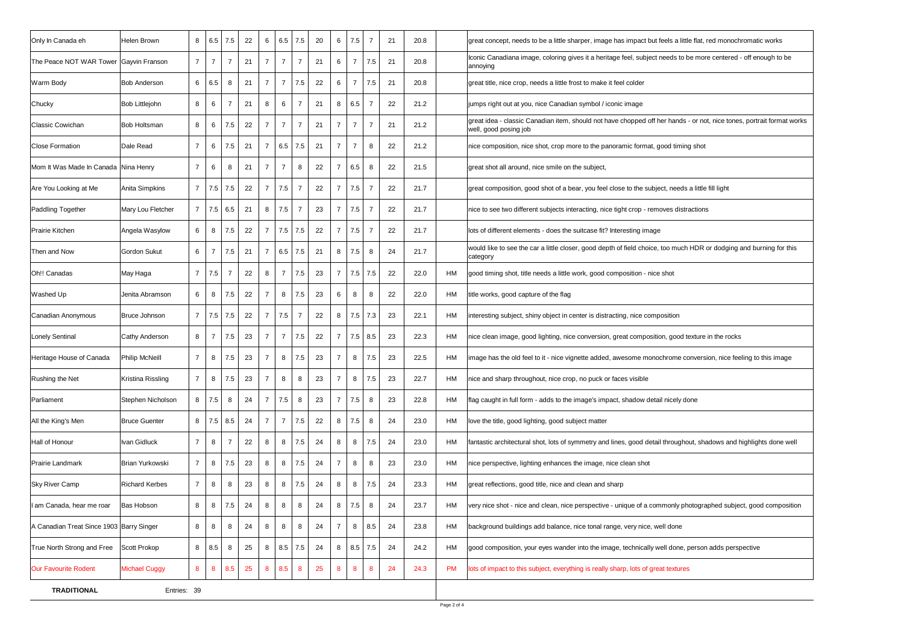| | | | | | | | | | | | | | | | | |
|---|---|---|---|---|---|---|---|---|---|---|---|---|---|---|---|---|
| Only In Canada eh | Helen Brown | 8 | 6.5 | 7.5 | 22 | 6 | 6.5 | 7.5 | 20 | 6 | 7.5 | 7 | 21 | 20.8 | | great concept, needs to be a little sharper, image has impact but feels a little flat, red monochromatic works |
| The Peace NOT WAR Tower | Gayvin Franson | 7 | 7 | 7 | 21 | 7 | 7 | 7 | 21 | 6 | 7 | 7.5 | 21 | 20.8 | | Iconic Canadiana image, coloring gives it a heritage feel, subject needs to be more centered - off enough to be annoying |
| Warm Body | Bob Anderson | 6 | 6.5 | 8 | 21 | 7 | 7 | 7.5 | 22 | 6 | 7 | 7.5 | 21 | 20.8 | | great title, nice crop, needs a little frost to make it feel colder |
| Chucky | Bob Littlejohn | 8 | 6 | 7 | 21 | 8 | 6 | 7 | 21 | 8 | 6.5 | 7 | 22 | 21.2 | | jumps right out at you, nice Canadian symbol / iconic image |
| Classic Cowichan | Bob Holtsman | 8 | 6 | 7.5 | 22 | 7 | 7 | 7 | 21 | 7 | 7 | 7 | 21 | 21.2 | | great idea - classic Canadian item, should not have chopped off her hands - or not, nice tones, portrait format works well, good posing job |
| Close Formation | Dale Read | 7 | 6 | 7.5 | 21 | 7 | 6.5 | 7.5 | 21 | 7 | 7 | 8 | 22 | 21.2 | | nice composition, nice shot, crop more to the panoramic format, good timing shot |
| Mom It Was Made In Canada | Nina Henry | 7 | 6 | 8 | 21 | 7 | 7 | 8 | 22 | 7 | 6.5 | 8 | 22 | 21.5 | | great shot all around, nice smile on the subject, |
| Are You Looking at Me | Anita Simpkins | 7 | 7.5 | 7.5 | 22 | 7 | 7.5 | 7 | 22 | 7 | 7.5 | 7 | 22 | 21.7 | | great composition, good shot of a bear, you feel close to the subject, needs a little fill light |
| Paddling Together | Mary Lou Fletcher | 7 | 7.5 | 6.5 | 21 | 8 | 7.5 | 7 | 23 | 7 | 7.5 | 7 | 22 | 21.7 | | nice to see two different subjects interacting, nice tight crop - removes distractions |
| Prairie Kitchen | Angela Wasylow | 6 | 8 | 7.5 | 22 | 7 | 7.5 | 7.5 | 22 | 7 | 7.5 | 7 | 22 | 21.7 | | lots of different elements - does the suitcase fit? Interesting image |
| Then and Now | Gordon Sukut | 6 | 7 | 7.5 | 21 | 7 | 6.5 | 7.5 | 21 | 8 | 7.5 | 8 | 24 | 21.7 | | would like to see the car a little closer, good depth of field choice, too much HDR or dodging and burning for this category |
| Oh!! Canadas | May Haga | 7 | 7.5 | 7 | 22 | 8 | 7 | 7.5 | 23 | 7 | 7.5 | 7.5 | 22 | 22.0 | HM | good timing shot, title needs a little work, good composition - nice shot |
| Washed Up | Jenita Abramson | 6 | 8 | 7.5 | 22 | 7 | 8 | 7.5 | 23 | 6 | 8 | 8 | 22 | 22.0 | HM | title works, good capture of the flag |
| Canadian Anonymous | Bruce Johnson | 7 | 7.5 | 7.5 | 22 | 7 | 7.5 | 7 | 22 | 8 | 7.5 | 7.3 | 23 | 22.1 | HM | interesting subject, shiny object in center is distracting, nice composition |
| Lonely Sentinal | Cathy Anderson | 8 | 7 | 7.5 | 23 | 7 | 7 | 7.5 | 22 | 7 | 7.5 | 8.5 | 23 | 22.3 | HM | nice clean image, good lighting, nice conversion, great composition, good texture in the rocks |
| Heritage House of Canada | Philip McNeill | 7 | 8 | 7.5 | 23 | 7 | 8 | 7.5 | 23 | 7 | 8 | 7.5 | 23 | 22.5 | HM | image has the old feel to it - nice vignette added, awesome monochrome conversion, nice feeling to this image |
| Rushing the Net | Kristina Rissling | 7 | 8 | 7.5 | 23 | 7 | 8 | 8 | 23 | 7 | 8 | 7.5 | 23 | 22.7 | HM | nice and sharp throughout, nice crop, no puck or faces visible |
| Parliament | Stephen Nicholson | 8 | 7.5 | 8 | 24 | 7 | 7.5 | 8 | 23 | 7 | 7.5 | 8 | 23 | 22.8 | HM | flag caught in full form - adds to the image's impact, shadow detail nicely done |
| All the King's Men | Bruce Guenter | 8 | 7.5 | 8.5 | 24 | 7 | 7 | 7.5 | 22 | 8 | 7.5 | 8 | 24 | 23.0 | HM | love the title, good lighting, good subject matter |
| Hall of Honour | Ivan Gidluck | 7 | 8 | 7 | 22 | 8 | 8 | 7.5 | 24 | 8 | 8 | 7.5 | 24 | 23.0 | HM | fantastic architectural shot, lots of symmetry and lines, good detail throughout, shadows and highlights done well |
| Prairie Landmark | Brian Yurkowski | 7 | 8 | 7.5 | 23 | 8 | 8 | 7.5 | 24 | 7 | 8 | 8 | 23 | 23.0 | HM | nice perspective, lighting enhances the image, nice clean shot |
| Sky River Camp | Richard Kerbes | 7 | 8 | 8 | 23 | 8 | 8 | 7.5 | 24 | 8 | 8 | 7.5 | 24 | 23.3 | HM | great reflections, good title, nice and clean and sharp |
| I am Canada, hear me roar | Bas Hobson | 8 | 8 | 7.5 | 24 | 8 | 8 | 8 | 24 | 8 | 7.5 | 8 | 24 | 23.7 | HM | very nice shot - nice and clean, nice perspective - unique of a commonly photographed subject, good composition |
| A Canadian Treat Since 1903 | Barry Singer | 8 | 8 | 8 | 24 | 8 | 8 | 8 | 24 | 7 | 8 | 8.5 | 24 | 23.8 | HM | background buildings add balance, nice tonal range, very nice, well done |
| True North Strong and Free | Scott Prokop | 8 | 8.5 | 8 | 25 | 8 | 8.5 | 7.5 | 24 | 8 | 8.5 | 7.5 | 24 | 24.2 | HM | good composition, your eyes wander into the image, technically well done, person adds perspective |
| Our Favourite Rodent | Michael Cuggy | 8 | 8 | 8.5 | 25 | 8 | 8.5 | 8 | 25 | 8 | 8 | 8 | 24 | 24.3 | PM | lots of impact to this subject, everything is really sharp, lots of great textures |

**TRADITIONAL** Entries: 39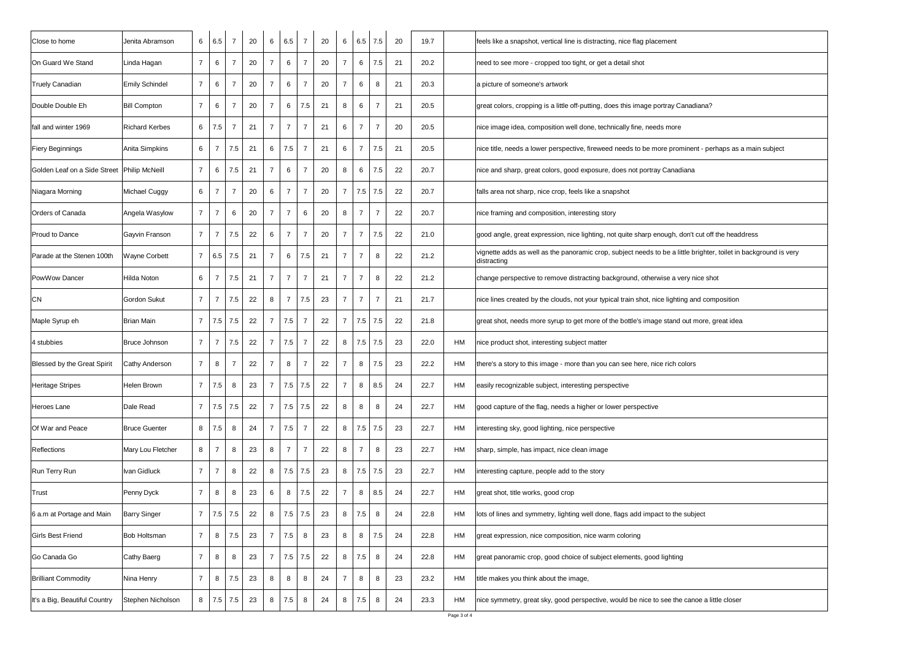| | | | | | | | | | | | | | | | | |
|---|---|---|---|---|---|---|---|---|---|---|---|---|---|---|---|---|
| Close to home | Jenita Abramson | 6 | 6.5 | 7 | 20 | 6 | 6.5 | 7 | 20 | 6 | 6.5 | 7.5 | 20 | 19.7 | | feels like a snapshot, vertical line is distracting, nice flag placement |
| On Guard We Stand | Linda Hagan | 7 | 6 | 7 | 20 | 7 | 6 | 7 | 20 | 7 | 6 | 7.5 | 21 | 20.2 | | need to see more - cropped too tight, or get a detail shot |
| Truely Canadian | Emily Schindel | 7 | 6 | 7 | 20 | 7 | 6 | 7 | 20 | 7 | 6 | 8 | 21 | 20.3 | | a picture of someone's artwork |
| Double Double Eh | Bill Compton | 7 | 6 | 7 | 20 | 7 | 6 | 7.5 | 21 | 8 | 6 | 7 | 21 | 20.5 | | great colors, cropping is a little off-putting, does this image portray Canadiana? |
| fall and winter 1969 | Richard Kerbes | 6 | 7.5 | 7 | 21 | 7 | 7 | 7 | 21 | 6 | 7 | 7 | 20 | 20.5 | | nice image idea, composition well done, technically fine, needs more |
| Fiery Beginnings | Anita Simpkins | 6 | 7 | 7.5 | 21 | 6 | 7.5 | 7 | 21 | 6 | 7 | 7.5 | 21 | 20.5 | | nice title, needs a lower perspective, fireweed needs to be more prominent - perhaps as a main subject |
| Golden Leaf on a Side Street | Philip McNeill | 7 | 6 | 7.5 | 21 | 7 | 6 | 7 | 20 | 8 | 6 | 7.5 | 22 | 20.7 | | nice and sharp, great colors, good exposure, does not portray Canadiana |
| Niagara Morning | Michael Cuggy | 6 | 7 | 7 | 20 | 6 | 7 | 7 | 20 | 7 | 7.5 | 7.5 | 22 | 20.7 | | falls area not sharp, nice crop, feels like a snapshot |
| Orders of Canada | Angela Wasylow | 7 | 7 | 6 | 20 | 7 | 7 | 6 | 20 | 8 | 7 | 7 | 22 | 20.7 | | nice framing and composition, interesting story |
| Proud to Dance | Gayvin Franson | 7 | 7 | 7.5 | 22 | 6 | 7 | 7 | 20 | 7 | 7 | 7.5 | 22 | 21.0 | | good angle, great expression, nice lighting, not quite sharp enough, don't cut off the headdress |
| Parade at the Stenen 100th | Wayne Corbett | 7 | 6.5 | 7.5 | 21 | 7 | 6 | 7.5 | 21 | 7 | 7 | 8 | 22 | 21.2 | | vignette adds as well as the panoramic crop, subject needs to be a little brighter, toilet in background is very distracting |
| PowWow Dancer | Hilda Noton | 6 | 7 | 7.5 | 21 | 7 | 7 | 7 | 21 | 7 | 7 | 8 | 22 | 21.2 | | change perspective to remove distracting background, otherwise a very nice shot |
| CN | Gordon Sukut | 7 | 7 | 7.5 | 22 | 8 | 7 | 7.5 | 23 | 7 | 7 | 7 | 21 | 21.7 | | nice lines created by the clouds, not your typical train shot, nice lighting and composition |
| Maple Syrup eh | Brian Main | 7 | 7.5 | 7.5 | 22 | 7 | 7.5 | 7 | 22 | 7 | 7.5 | 7.5 | 22 | 21.8 | | great shot, needs more syrup to get more of the bottle's image stand out more, great idea |
| 4 stubbies | Bruce Johnson | 7 | 7 | 7.5 | 22 | 7 | 7.5 | 7 | 22 | 8 | 7.5 | 7.5 | 23 | 22.0 | HM | nice product shot, interesting subject matter |
| Blessed by the Great Spirit | Cathy Anderson | 7 | 8 | 7 | 22 | 7 | 8 | 7 | 22 | 7 | 8 | 7.5 | 23 | 22.2 | HM | there's a story to this image - more than you can see here, nice rich colors |
| Heritage Stripes | Helen Brown | 7 | 7.5 | 8 | 23 | 7 | 7.5 | 7.5 | 22 | 7 | 8 | 8.5 | 24 | 22.7 | HM | easily recognizable subject, interesting perspective |
| Heroes Lane | Dale Read | 7 | 7.5 | 7.5 | 22 | 7 | 7.5 | 7.5 | 22 | 8 | 8 | 8 | 24 | 22.7 | HM | good capture of the flag, needs a higher or lower perspective |
| Of War and Peace | Bruce Guenter | 8 | 7.5 | 8 | 24 | 7 | 7.5 | 7 | 22 | 8 | 7.5 | 7.5 | 23 | 22.7 | HM | interesting sky, good lighting, nice perspective |
| Reflections | Mary Lou Fletcher | 8 | 7 | 8 | 23 | 8 | 7 | 7 | 22 | 8 | 7 | 8 | 23 | 22.7 | HM | sharp, simple, has impact, nice clean image |
| Run Terry Run | Ivan Gidluck | 7 | 7 | 8 | 22 | 8 | 7.5 | 7.5 | 23 | 8 | 7.5 | 7.5 | 23 | 22.7 | HM | interesting capture, people add to the story |
| Trust | Penny Dyck | 7 | 8 | 8 | 23 | 6 | 8 | 7.5 | 22 | 7 | 8 | 8.5 | 24 | 22.7 | HM | great shot, title works, good crop |
| 6 a.m at Portage and Main | Barry Singer | 7 | 7.5 | 7.5 | 22 | 8 | 7.5 | 7.5 | 23 | 8 | 7.5 | 8 | 24 | 22.8 | HM | lots of lines and symmetry, lighting well done, flags add impact to the subject |
| Girls Best Friend | Bob Holtsman | 7 | 8 | 7.5 | 23 | 7 | 7.5 | 8 | 23 | 8 | 8 | 7.5 | 24 | 22.8 | HM | great expression, nice composition, nice warm coloring |
| Go Canada Go | Cathy Baerg | 7 | 8 | 8 | 23 | 7 | 7.5 | 7.5 | 22 | 8 | 7.5 | 8 | 24 | 22.8 | HM | great panoramic crop, good choice of subject elements, good lighting |
| Brilliant Commodity | Nina Henry | 7 | 8 | 7.5 | 23 | 8 | 8 | 8 | 24 | 7 | 8 | 8 | 23 | 23.2 | HM | title makes you think about the image, |
| It's a Big, Beautiful Country | Stephen Nicholson | 8 | 7.5 | 7.5 | 23 | 8 | 7.5 | 8 | 24 | 8 | 7.5 | 8 | 24 | 23.3 | HM | nice symmetry, great sky, good perspective, would be nice to see the canoe a little closer |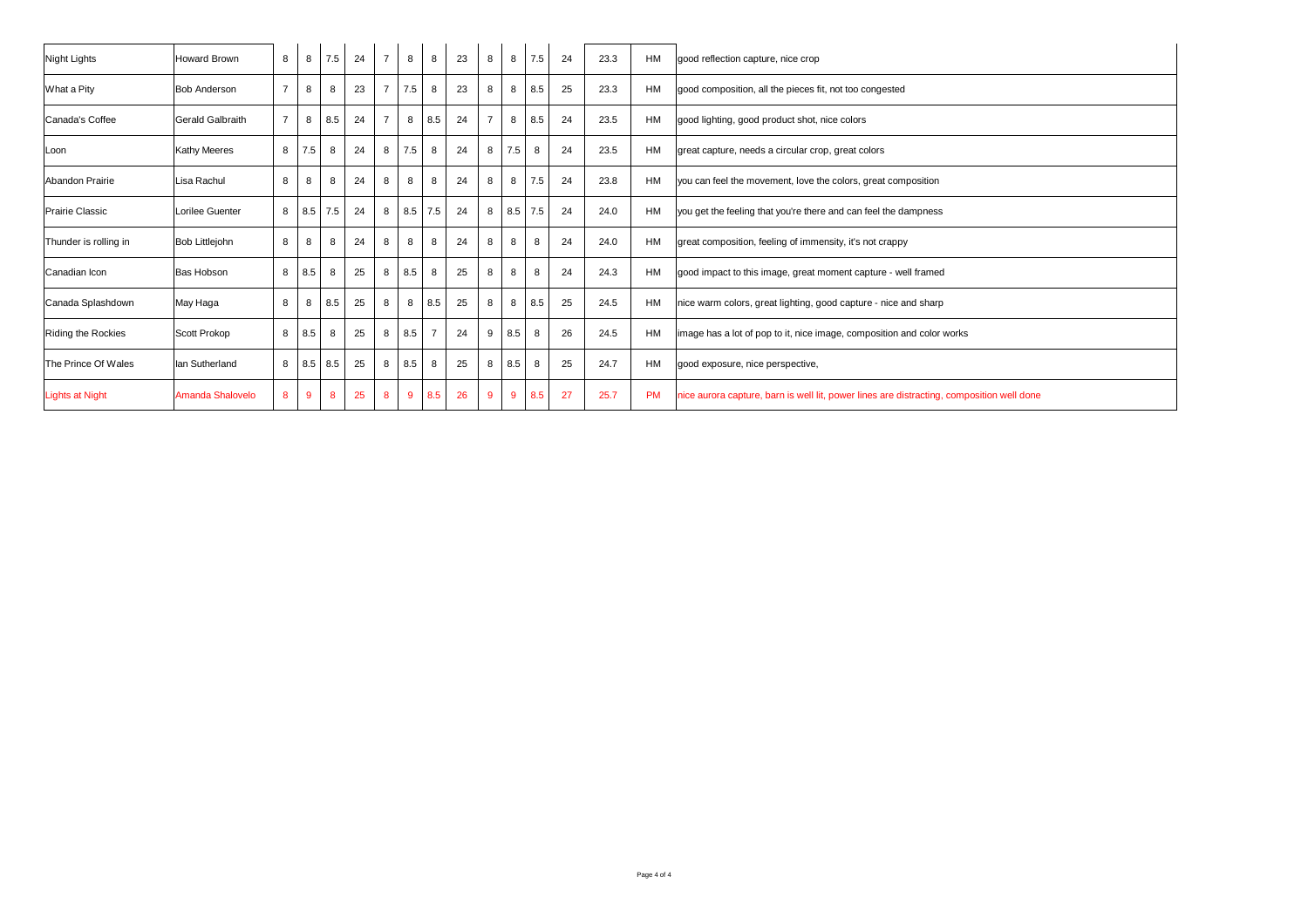| | | | | | | | | | | | | | | | | |
|---|---|---|---|---|---|---|---|---|---|---|---|---|---|---|---|---|
| Night Lights | Howard Brown | 8 | 8 | 7.5 | 24 | 7 | 8 | 8 | 23 | 8 | 8 | 7.5 | 24 | 23.3 | HM | good reflection capture, nice crop |
| What a Pity | Bob Anderson | 7 | 8 | 8 | 23 | 7 | 7.5 | 8 | 23 | 8 | 8 | 8.5 | 25 | 23.3 | HM | good composition, all the pieces fit, not too congested |
| Canada's Coffee | Gerald Galbraith | 7 | 8 | 8.5 | 24 | 7 | 8 | 8.5 | 24 | 7 | 8 | 8.5 | 24 | 23.5 | HM | good lighting, good product shot, nice colors |
| Loon | Kathy Meeres | 8 | 7.5 | 8 | 24 | 8 | 7.5 | 8 | 24 | 8 | 7.5 | 8 | 24 | 23.5 | HM | great capture, needs a circular crop, great colors |
| Abandon Prairie | Lisa Rachul | 8 | 8 | 8 | 24 | 8 | 8 | 8 | 24 | 8 | 8 | 7.5 | 24 | 23.8 | HM | you can feel the movement, love the colors, great composition |
| Prairie Classic | Lorilee Guenter | 8 | 8.5 | 7.5 | 24 | 8 | 8.5 | 7.5 | 24 | 8 | 8.5 | 7.5 | 24 | 24.0 | HM | you get the feeling that you're there and can feel the dampness |
| Thunder is rolling in | Bob Littlejohn | 8 | 8 | 8 | 24 | 8 | 8 | 8 | 24 | 8 | 8 | 8 | 24 | 24.0 | HM | great composition, feeling of immensity, it's not crappy |
| Canadian Icon | Bas Hobson | 8 | 8.5 | 8 | 25 | 8 | 8.5 | 8 | 25 | 8 | 8 | 8 | 24 | 24.3 | HM | good impact to this image, great moment capture - well framed |
| Canada Splashdown | May Haga | 8 | 8 | 8.5 | 25 | 8 | 8 | 8.5 | 25 | 8 | 8 | 8.5 | 25 | 24.5 | HM | nice warm colors, great lighting, good capture - nice and sharp |
| Riding the Rockies | Scott Prokop | 8 | 8.5 | 8 | 25 | 8 | 8.5 | 7 | 24 | 9 | 8.5 | 8 | 26 | 24.5 | HM | image has a lot of pop to it, nice image, composition and color works |
| The Prince Of Wales | Ian Sutherland | 8 | 8.5 | 8.5 | 25 | 8 | 8.5 | 8 | 25 | 8 | 8.5 | 8 | 25 | 24.7 | HM | good exposure, nice perspective, |
| Lights at Night | Amanda Shalovelo | 8 | 9 | 8 | 25 | 8 | 9 | 8.5 | 26 | 9 | 9 | 8.5 | 27 | 25.7 | PM | nice aurora capture, barn is well lit, power lines are distracting, composition well done |